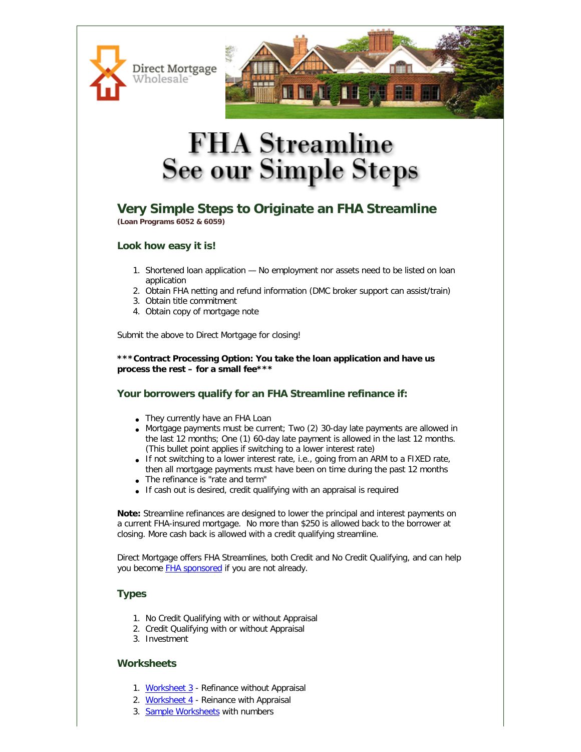Direct Mortgage Wholesale

# FHA Streamline
# See our Simple Steps

## Very Simple Steps to Originate an FHA Streamline

**(Loan Programs 6052 & 6059)**

### Look how easy it is!

1. Shortened loan application — No employment nor assets need to be listed on loan application
2. Obtain FHA netting and refund information (DMC broker support can assist/train)
3. Obtain title commitment
4. Obtain copy of mortgage note

Submit the above to Direct Mortgage for closing!

**\*\*\*Contract Processing Option: You take the loan application and have us process the rest – for a small fee\*\*\***

### Your borrowers qualify for an FHA Streamline refinance if:

- They currently have an FHA Loan
- Mortgage payments must be current; Two (2) 30-day late payments are allowed in the last 12 months; One (1) 60-day late payment is allowed in the last 12 months. (This bullet point applies if switching to a lower interest rate)
- If not switching to a lower interest rate, i.e., going from an ARM to a FIXED rate, then all mortgage payments must have been on time during the past 12 months
- The refinance is "rate and term"
- If cash out is desired, credit qualifying with an appraisal is required

**Note:** Streamline refinances are designed to lower the principal and interest payments on a current FHA-insured mortgage. No more than $250 is allowed back to the borrower at closing. More cash back is allowed with a credit qualifying streamline.

Direct Mortgage offers FHA Streamlines, both Credit and No Credit Qualifying, and can help you become FHA sponsored if you are not already.

### Types

1. No Credit Qualifying with or without Appraisal
2. Credit Qualifying with or without Appraisal
3. Investment

### Worksheets

1. Worksheet 3 - Refinance without Appraisal
2. Worksheet 4 - Reinance with Appraisal
3. Sample Worksheets with numbers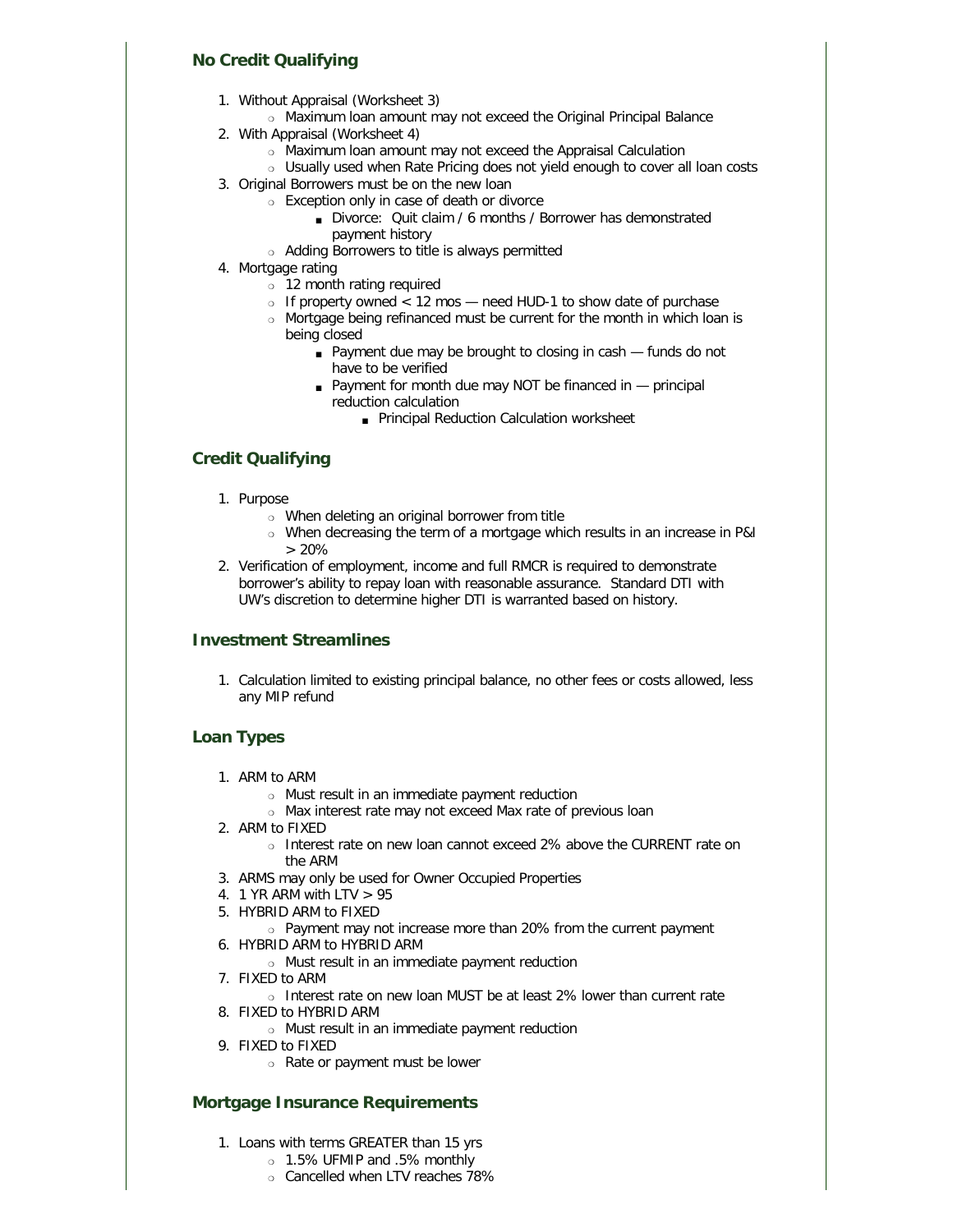## No Credit Qualifying

1. Without Appraisal (Worksheet 3)
   - Maximum loan amount may not exceed the Original Principal Balance
2. With Appraisal (Worksheet 4)
   - Maximum loan amount may not exceed the Appraisal Calculation
   - Usually used when Rate Pricing does not yield enough to cover all loan costs
3. Original Borrowers must be on the new loan
   - Exception only in case of death or divorce
     - Divorce: Quit claim / 6 months / Borrower has demonstrated payment history
   - Adding Borrowers to title is always permitted
4. Mortgage rating
   - 12 month rating required
   - If property owned < 12 mos — need HUD-1 to show date of purchase
   - Mortgage being refinanced must be current for the month in which loan is being closed
     - Payment due may be brought to closing in cash — funds do not have to be verified
     - Payment for month due may NOT be financed in — principal reduction calculation
       - Principal Reduction Calculation worksheet

## Credit Qualifying

1. Purpose
   - When deleting an original borrower from title
   - When decreasing the term of a mortgage which results in an increase in P&I > 20%
2. Verification of employment, income and full RMCR is required to demonstrate borrower's ability to repay loan with reasonable assurance. Standard DTI with UW's discretion to determine higher DTI is warranted based on history.

## Investment Streamlines

1. Calculation limited to existing principal balance, no other fees or costs allowed, less any MIP refund

## Loan Types

1. ARM to ARM
   - Must result in an immediate payment reduction
   - Max interest rate may not exceed Max rate of previous loan
2. ARM to FIXED
   - Interest rate on new loan cannot exceed 2% above the CURRENT rate on the ARM
3. ARMS may only be used for Owner Occupied Properties
4. 1 YR ARM with LTV > 95
5. HYBRID ARM to FIXED
   - Payment may not increase more than 20% from the current payment
6. HYBRID ARM to HYBRID ARM
   - Must result in an immediate payment reduction
7. FIXED to ARM
   - Interest rate on new loan MUST be at least 2% lower than current rate
8. FIXED to HYBRID ARM
   - Must result in an immediate payment reduction
9. FIXED to FIXED
   - Rate or payment must be lower

## Mortgage Insurance Requirements

1. Loans with terms GREATER than 15 yrs
   - 1.5% UFMIP and .5% monthly
   - Cancelled when LTV reaches 78%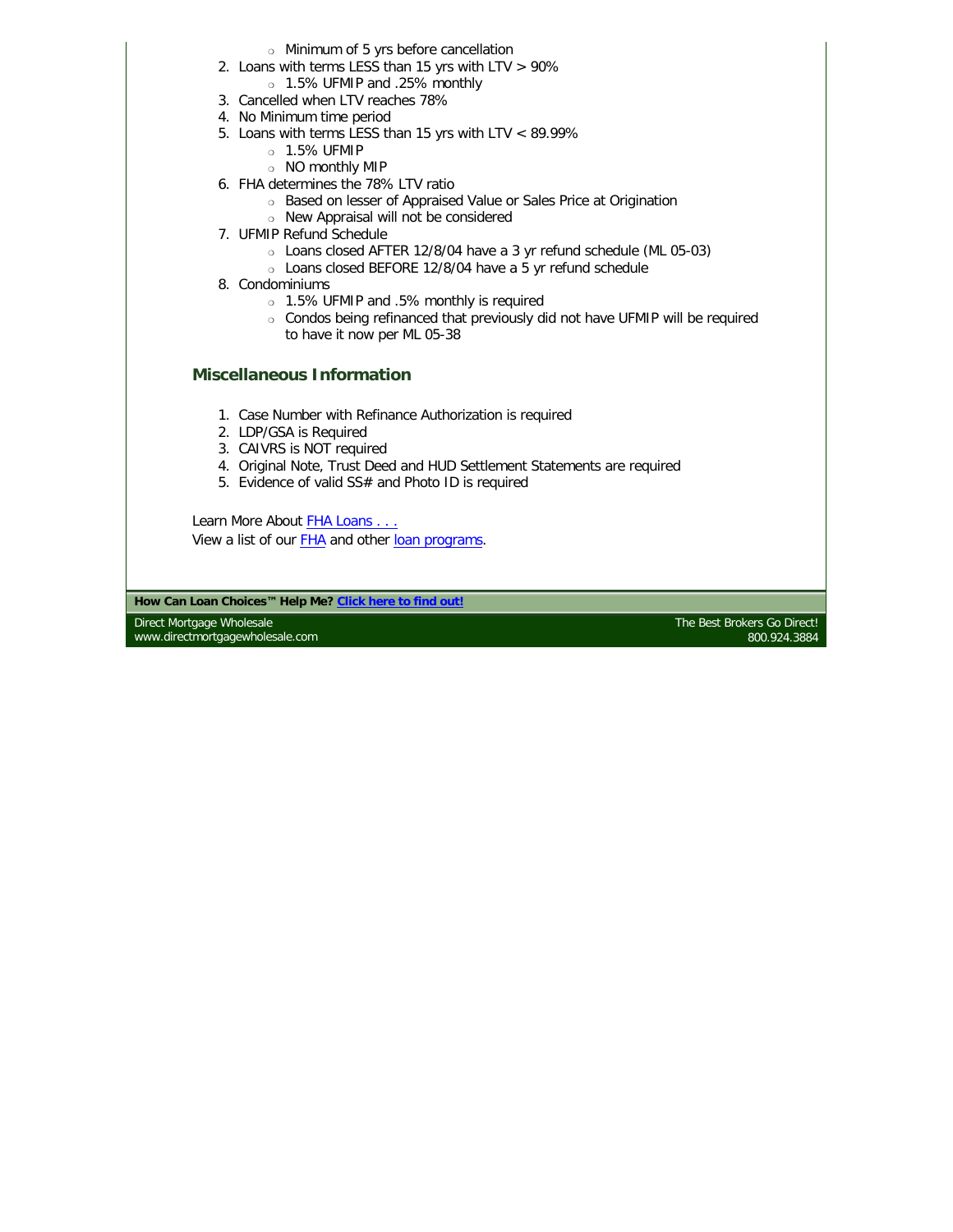- Minimum of 5 yrs before cancellation

2. Loans with terms LESS than 15 yrs with LTV > 90%
   - 1.5% UFMIP and .25% monthly
3. Cancelled when LTV reaches 78%
4. No Minimum time period
5. Loans with terms LESS than 15 yrs with LTV < 89.99%
   - 1.5% UFMIP
   - NO monthly MIP
6. FHA determines the 78% LTV ratio
   - Based on lesser of Appraised Value or Sales Price at Origination
   - New Appraisal will not be considered
7. UFMIP Refund Schedule
   - Loans closed AFTER 12/8/04 have a 3 yr refund schedule (ML 05-03)
   - Loans closed BEFORE 12/8/04 have a 5 yr refund schedule
8. Condominiums
   - 1.5% UFMIP and .5% monthly is required
   - Condos being refinanced that previously did not have UFMIP will be required to have it now per ML 05-38

## Miscellaneous Information

1. Case Number with Refinance Authorization is required
2. LDP/GSA is Required
3. CAIVRS is NOT required
4. Original Note, Trust Deed and HUD Settlement Statements are required
5. Evidence of valid SS# and Photo ID is required

Learn More About FHA Loans . . .
View a list of our FHA and other loan programs.

**How Can Loan Choices™ Help Me? Click here to find out!**

Direct Mortgage Wholesale
www.directmortgagewholesale.com

The Best Brokers Go Direct!
800.924.3884